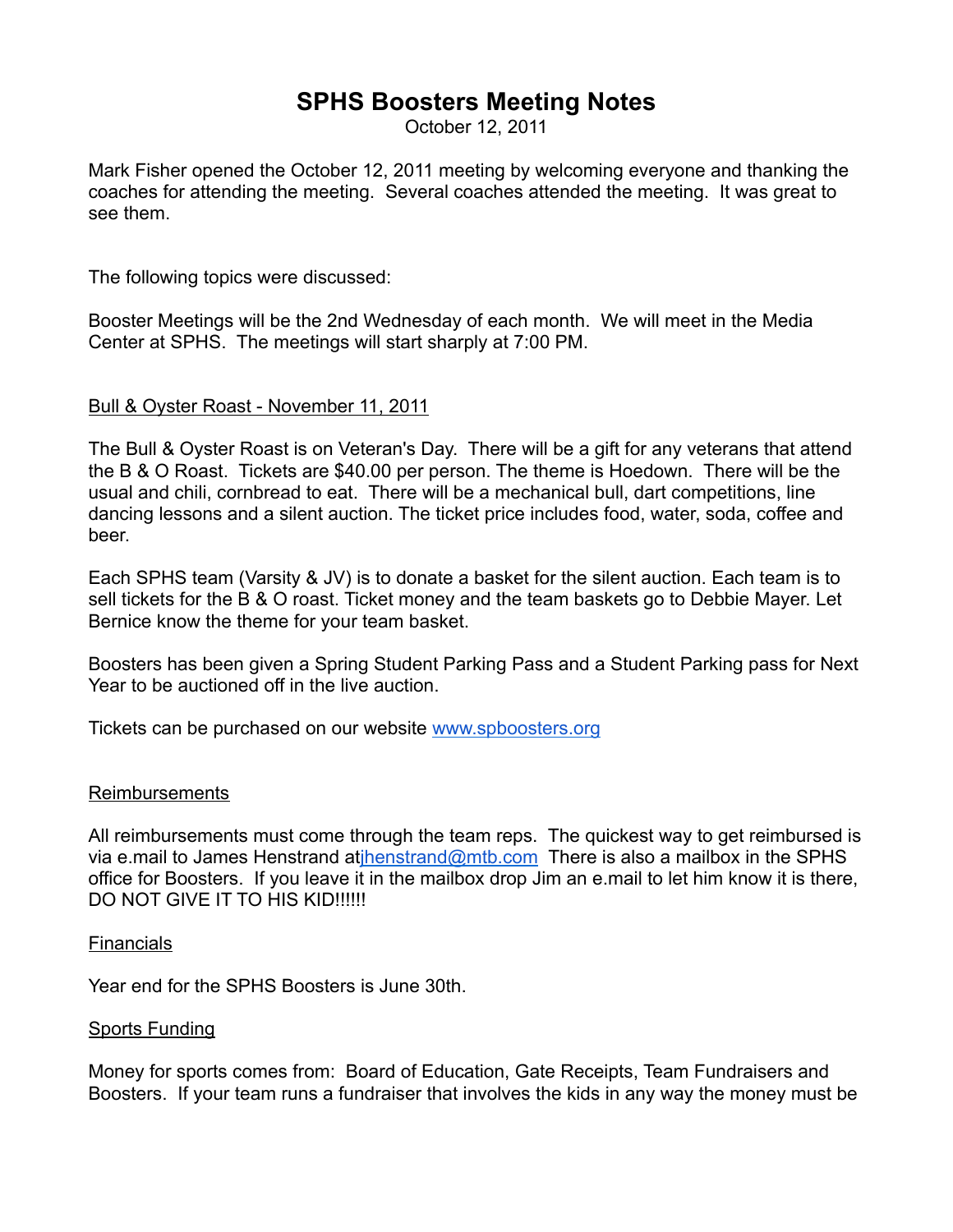# SPHS Boosters Meeting Notes

October 12, 2011

Mark Fisher opened the October 12, 2011 meeting by welcoming everyone and thanking the coaches for attending the meeting. Several coaches attended the meeting. It was great to see them.

The following topics were discussed:

Booster Meetings will be the 2nd Wednesday of each month. We will meet in the Media Center at SPHS. The meetings will start sharply at 7:00 PM.

## Bull & Oyster Roast - November 11, 2011

The Bull & Oyster Roast is on Veteran's Day. There will be a gift for any veterans that attend the B & O Roast. Tickets are $40.00 per person. The theme is Hoedown. There will be the usual and chili, cornbread to eat. There will be a mechanical bull, dart competitions, line dancing lessons and a silent auction. The ticket price includes food, water, soda, coffee and beer.

Each SPHS team (Varsity & JV) is to donate a basket for the silent auction. Each team is to sell tickets for the B & O roast. Ticket money and the team baskets go to Debbie Mayer. Let Bernice know the theme for your team basket.

Boosters has been given a Spring Student Parking Pass and a Student Parking pass for Next Year to be auctioned off in the live auction.

Tickets can be purchased on our website [www.spboosters.org](http://www.spboosters.org)

## Reimbursements

All reimbursements must come through the team reps. The quickest way to get reimbursed is via e.mail to James Henstrand at[jhenstrand@mtb.com](mailto:jhenstrand@mtb.com) There is also a mailbox in the SPHS office for Boosters. If you leave it in the mailbox drop Jim an e.mail to let him know it is there, DO NOT GIVE IT TO HIS KID!!!!!!

## Financials

Year end for the SPHS Boosters is June 30th.

## Sports Funding

Money for sports comes from: Board of Education, Gate Receipts, Team Fundraisers and Boosters. If your team runs a fundraiser that involves the kids in any way the money must be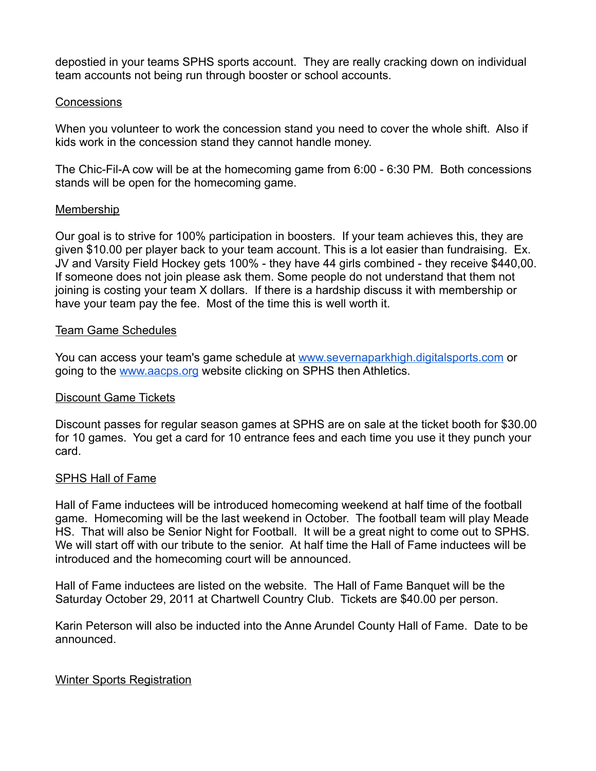depostied in your teams SPHS sports account. They are really cracking down on individual team accounts not being run through booster or school accounts.

## Concessions

When you volunteer to work the concession stand you need to cover the whole shift. Also if kids work in the concession stand they cannot handle money.

The Chic-Fil-A cow will be at the homecoming game from 6:00 - 6:30 PM. Both concessions stands will be open for the homecoming game.

## Membership

Our goal is to strive for 100% participation in boosters. If your team achieves this, they are given $10.00 per player back to your team account. This is a lot easier than fundraising. Ex. JV and Varsity Field Hockey gets 100% - they have 44 girls combined - they receive $440,00. If someone does not join please ask them. Some people do not understand that them not joining is costing your team X dollars. If there is a hardship discuss it with membership or have your team pay the fee. Most of the time this is well worth it.

## Team Game Schedules

You can access your team's game schedule at [www.severnaparkhigh.digitalsports.com](http://www.severnaparkhigh.digitalsports.com) or going to the [www.aacps.org](http://www.aacps.org) website clicking on SPHS then Athletics.

## Discount Game Tickets

Discount passes for regular season games at SPHS are on sale at the ticket booth for $30.00 for 10 games. You get a card for 10 entrance fees and each time you use it they punch your card.

## SPHS Hall of Fame

Hall of Fame inductees will be introduced homecoming weekend at half time of the football game. Homecoming will be the last weekend in October. The football team will play Meade HS. That will also be Senior Night for Football. It will be a great night to come out to SPHS. We will start off with our tribute to the senior. At half time the Hall of Fame inductees will be introduced and the homecoming court will be announced.

Hall of Fame inductees are listed on the website. The Hall of Fame Banquet will be the Saturday October 29, 2011 at Chartwell Country Club. Tickets are $40.00 per person.

Karin Peterson will also be inducted into the Anne Arundel County Hall of Fame. Date to be announced.

## Winter Sports Registration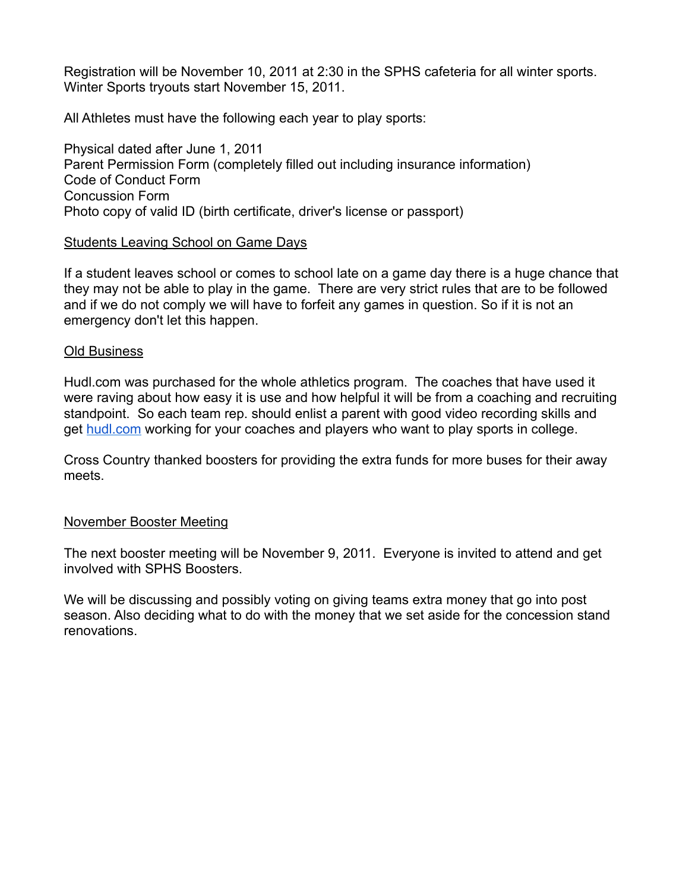Registration will be November 10, 2011 at 2:30 in the SPHS cafeteria for all winter sports. Winter Sports tryouts start November 15, 2011.

All Athletes must have the following each year to play sports:

Physical dated after June 1, 2011
Parent Permission Form (completely filled out including insurance information)
Code of Conduct Form
Concussion Form
Photo copy of valid ID (birth certificate, driver's license or passport)

## Students Leaving School on Game Days

If a student leaves school or comes to school late on a game day there is a huge chance that they may not be able to play in the game. There are very strict rules that are to be followed and if we do not comply we will have to forfeit any games in question. So if it is not an emergency don't let this happen.

## Old Business

Hudl.com was purchased for the whole athletics program. The coaches that have used it were raving about how easy it is use and how helpful it will be from a coaching and recruiting standpoint. So each team rep. should enlist a parent with good video recording skills and get [hudl.com](http://hudl.com) working for your coaches and players who want to play sports in college.

Cross Country thanked boosters for providing the extra funds for more buses for their away meets.

## November Booster Meeting

The next booster meeting will be November 9, 2011. Everyone is invited to attend and get involved with SPHS Boosters.

We will be discussing and possibly voting on giving teams extra money that go into post season. Also deciding what to do with the money that we set aside for the concession stand renovations.